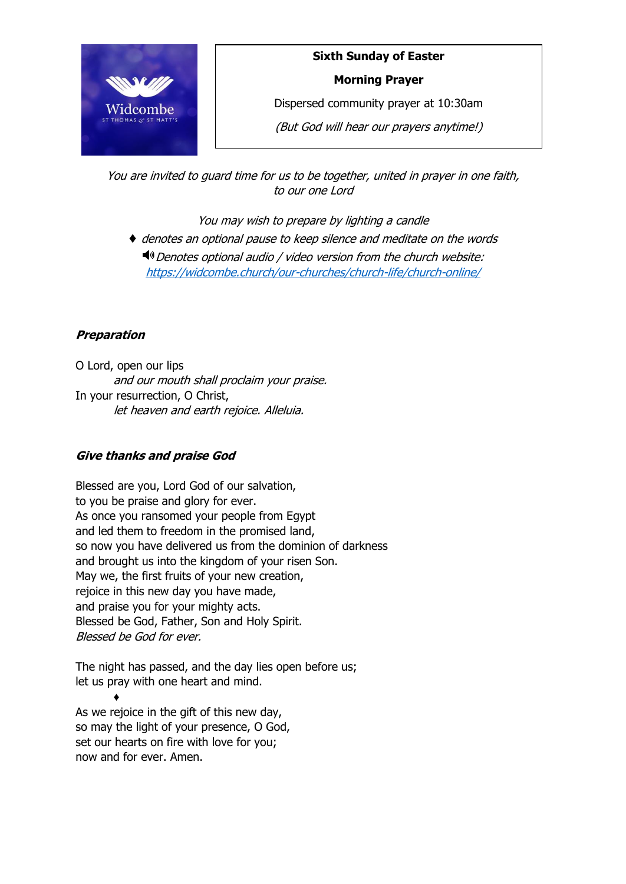Widcombe
ST THOMAS & ST MATT'S

**Sixth Sunday of Easter**

**Morning Prayer**

Dispersed community prayer at 10:30am

*(But God will hear our prayers anytime!)*

*You are invited to guard time for us to be together, united in prayer in one faith, to our one Lord*

*You may wish to prepare by lighting a candle*

♦ *denotes an optional pause to keep silence and meditate on the words*

🔊 *Denotes optional audio / video version from the church website:* *https://widcombe.church/our-churches/church-life/church-online/*

### *Preparation*

O Lord, open our lips
*and our mouth shall proclaim your praise.*
In your resurrection, O Christ,
*let heaven and earth rejoice. Alleluia.*

### *Give thanks and praise God*

Blessed are you, Lord God of our salvation,
to you be praise and glory for ever.
As once you ransomed your people from Egypt
and led them to freedom in the promised land,
so now you have delivered us from the dominion of darkness
and brought us into the kingdom of your risen Son.
May we, the first fruits of your new creation,
rejoice in this new day you have made,
and praise you for your mighty acts.
Blessed be God, Father, Son and Holy Spirit.
*Blessed be God for ever.*

The night has passed, and the day lies open before us;
let us pray with one heart and mind.

♦

As we rejoice in the gift of this new day,
so may the light of your presence, O God,
set our hearts on fire with love for you;
now and for ever. Amen.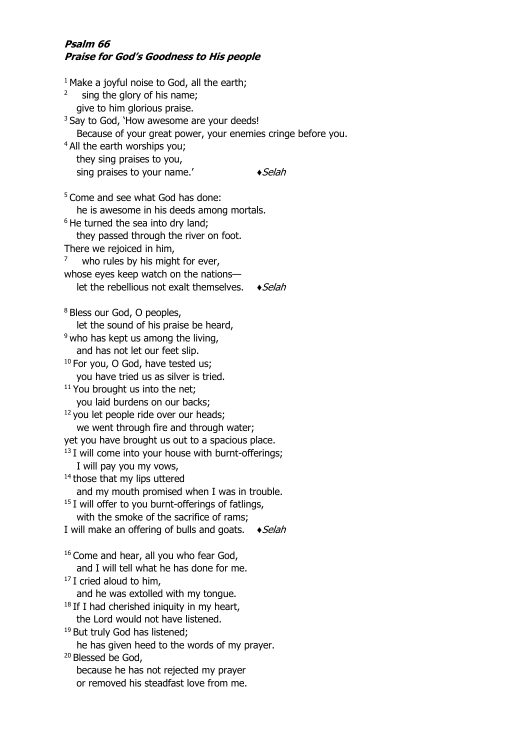***Psalm 66***
***Praise for God's Goodness to His people***

[1] Make a joyful noise to God, all the earth;
[2] sing the glory of his name;
give to him glorious praise.
[3] Say to God, 'How awesome are your deeds!
Because of your great power, your enemies cringe before you.
[4] All the earth worships you;
they sing praises to you,
sing praises to your name.' ♦*Selah*

[5] Come and see what God has done:
he is awesome in his deeds among mortals.
[6] He turned the sea into dry land;
they passed through the river on foot.
There we rejoiced in him,
[7] who rules by his might for ever,
whose eyes keep watch on the nations—
let the rebellious not exalt themselves. ♦*Selah*

[8] Bless our God, O peoples,
let the sound of his praise be heard,
[9] who has kept us among the living,
and has not let our feet slip.
[10] For you, O God, have tested us;
you have tried us as silver is tried.
[11] You brought us into the net;
you laid burdens on our backs;
[12] you let people ride over our heads;
we went through fire and through water;
yet you have brought us out to a spacious place.
[13] I will come into your house with burnt-offerings;
I will pay you my vows,
[14] those that my lips uttered
and my mouth promised when I was in trouble.
[15] I will offer to you burnt-offerings of fatlings,
with the smoke of the sacrifice of rams;
I will make an offering of bulls and goats. ♦*Selah*

[16] Come and hear, all you who fear God,
and I will tell what he has done for me.
[17] I cried aloud to him,
and he was extolled with my tongue.
[18] If I had cherished iniquity in my heart,
the Lord would not have listened.
[19] But truly God has listened;
he has given heed to the words of my prayer.
[20] Blessed be God,
because he has not rejected my prayer
or removed his steadfast love from me.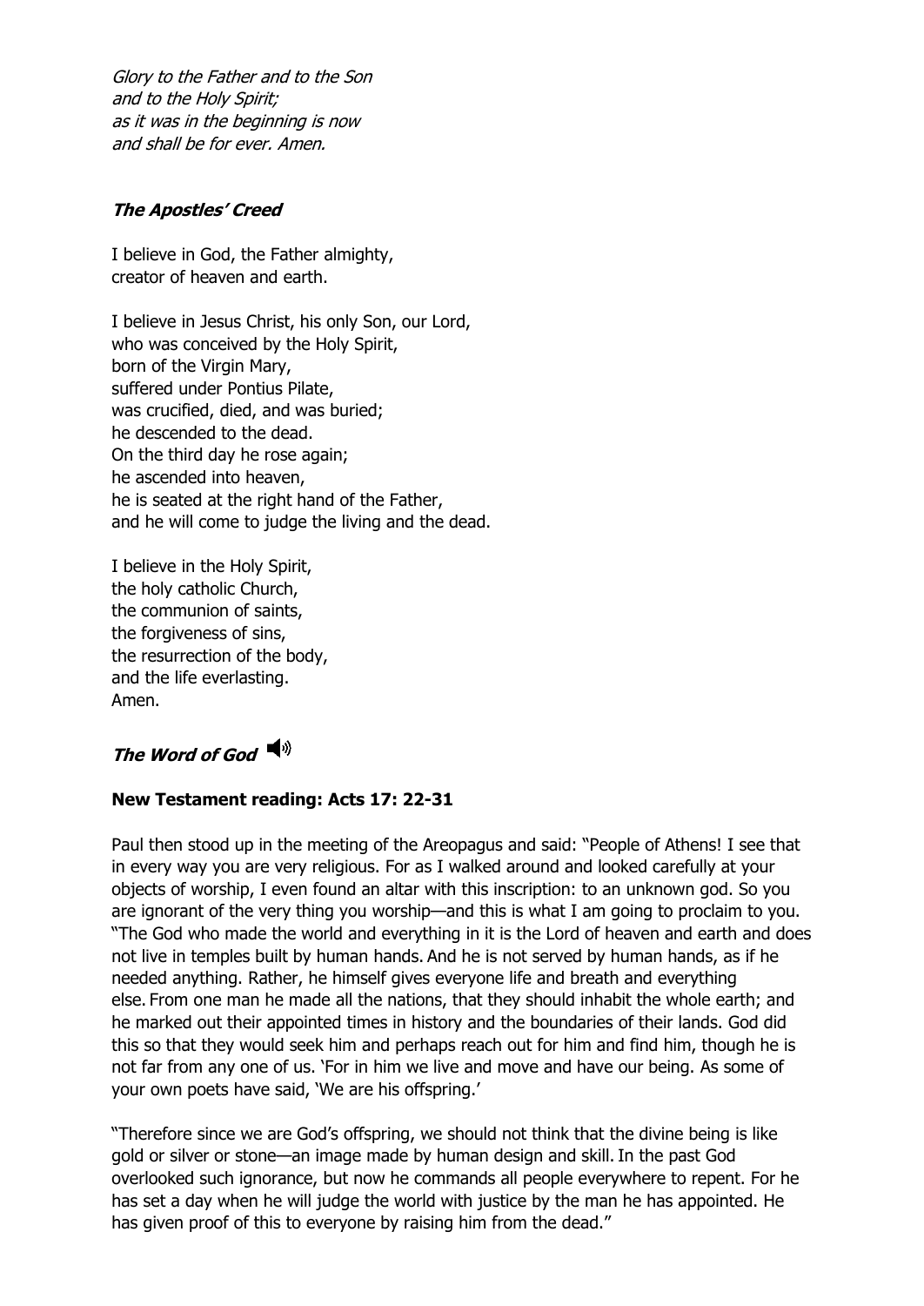*Glory to the Father and to the Son*
*and to the Holy Spirit;*
*as it was in the beginning is now*
*and shall be for ever. Amen.*

### ***The Apostles' Creed***

I believe in God, the Father almighty,
creator of heaven and earth.

I believe in Jesus Christ, his only Son, our Lord,
who was conceived by the Holy Spirit,
born of the Virgin Mary,
suffered under Pontius Pilate,
was crucified, died, and was buried;
he descended to the dead.
On the third day he rose again;
he ascended into heaven,
he is seated at the right hand of the Father,
and he will come to judge the living and the dead.

I believe in the Holy Spirit,
the holy catholic Church,
the communion of saints,
the forgiveness of sins,
the resurrection of the body,
and the life everlasting.
Amen.

### ***The Word of God***

**New Testament reading: Acts 17: 22-31**

Paul then stood up in the meeting of the Areopagus and said: "People of Athens! I see that in every way you are very religious. For as I walked around and looked carefully at your objects of worship, I even found an altar with this inscription: to an unknown god. So you are ignorant of the very thing you worship—and this is what I am going to proclaim to you. "The God who made the world and everything in it is the Lord of heaven and earth and does not live in temples built by human hands. And he is not served by human hands, as if he needed anything. Rather, he himself gives everyone life and breath and everything else. From one man he made all the nations, that they should inhabit the whole earth; and he marked out their appointed times in history and the boundaries of their lands. God did this so that they would seek him and perhaps reach out for him and find him, though he is not far from any one of us. 'For in him we live and move and have our being. As some of your own poets have said, 'We are his offspring.'

"Therefore since we are God's offspring, we should not think that the divine being is like gold or silver or stone—an image made by human design and skill. In the past God overlooked such ignorance, but now he commands all people everywhere to repent. For he has set a day when he will judge the world with justice by the man he has appointed. He has given proof of this to everyone by raising him from the dead."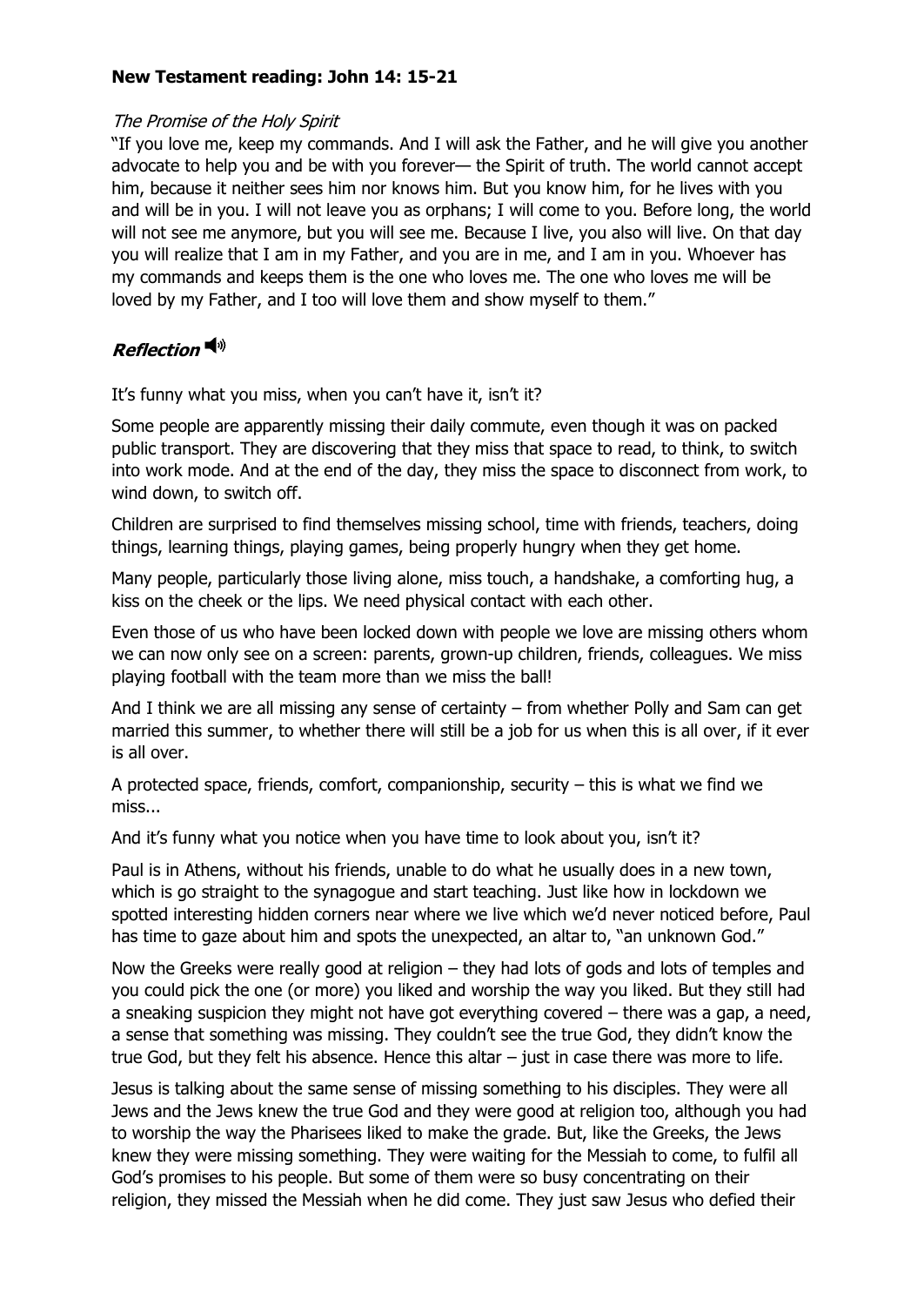**New Testament reading: John 14: 15-21**

*The Promise of the Holy Spirit*

"If you love me, keep my commands. And I will ask the Father, and he will give you another advocate to help you and be with you forever— the Spirit of truth. The world cannot accept him, because it neither sees him nor knows him. But you know him, for he lives with you and will be in you. I will not leave you as orphans; I will come to you. Before long, the world will not see me anymore, but you will see me. Because I live, you also will live. On that day you will realize that I am in my Father, and you are in me, and I am in you. Whoever has my commands and keeps them is the one who loves me. The one who loves me will be loved by my Father, and I too will love them and show myself to them."

## ***Reflection***

It's funny what you miss, when you can't have it, isn't it?

Some people are apparently missing their daily commute, even though it was on packed public transport. They are discovering that they miss that space to read, to think, to switch into work mode. And at the end of the day, they miss the space to disconnect from work, to wind down, to switch off.

Children are surprised to find themselves missing school, time with friends, teachers, doing things, learning things, playing games, being properly hungry when they get home.

Many people, particularly those living alone, miss touch, a handshake, a comforting hug, a kiss on the cheek or the lips. We need physical contact with each other.

Even those of us who have been locked down with people we love are missing others whom we can now only see on a screen: parents, grown-up children, friends, colleagues. We miss playing football with the team more than we miss the ball!

And I think we are all missing any sense of certainty – from whether Polly and Sam can get married this summer, to whether there will still be a job for us when this is all over, if it ever is all over.

A protected space, friends, comfort, companionship, security – this is what we find we miss...

And it's funny what you notice when you have time to look about you, isn't it?

Paul is in Athens, without his friends, unable to do what he usually does in a new town, which is go straight to the synagogue and start teaching. Just like how in lockdown we spotted interesting hidden corners near where we live which we'd never noticed before, Paul has time to gaze about him and spots the unexpected, an altar to, "an unknown God."

Now the Greeks were really good at religion – they had lots of gods and lots of temples and you could pick the one (or more) you liked and worship the way you liked. But they still had a sneaking suspicion they might not have got everything covered – there was a gap, a need, a sense that something was missing. They couldn't see the true God, they didn't know the true God, but they felt his absence. Hence this altar – just in case there was more to life.

Jesus is talking about the same sense of missing something to his disciples. They were all Jews and the Jews knew the true God and they were good at religion too, although you had to worship the way the Pharisees liked to make the grade. But, like the Greeks, the Jews knew they were missing something. They were waiting for the Messiah to come, to fulfil all God's promises to his people. But some of them were so busy concentrating on their religion, they missed the Messiah when he did come. They just saw Jesus who defied their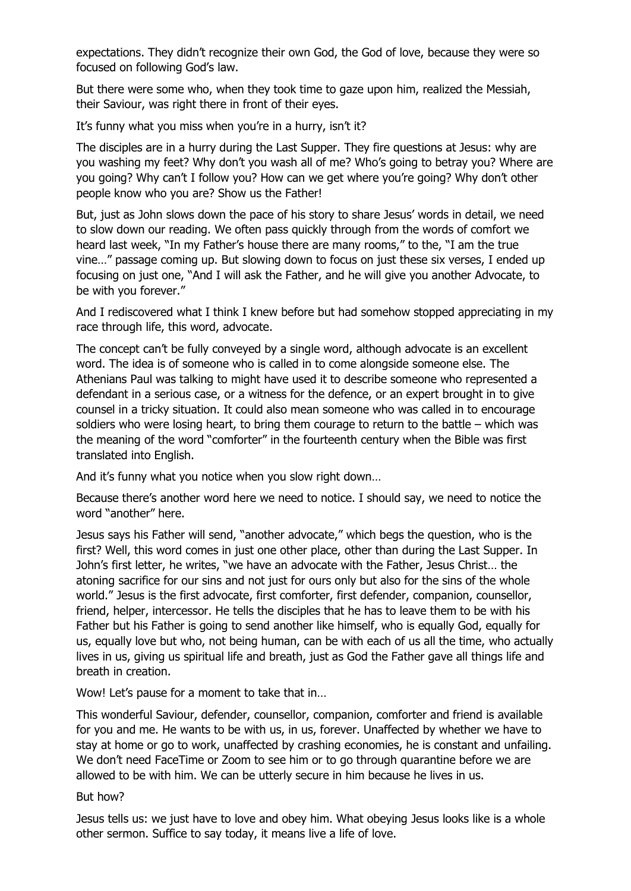expectations. They didn't recognize their own God, the God of love, because they were so focused on following God's law.

But there were some who, when they took time to gaze upon him, realized the Messiah, their Saviour, was right there in front of their eyes.

It's funny what you miss when you're in a hurry, isn't it?

The disciples are in a hurry during the Last Supper. They fire questions at Jesus: why are you washing my feet? Why don't you wash all of me? Who's going to betray you? Where are you going? Why can't I follow you? How can we get where you're going? Why don't other people know who you are? Show us the Father!

But, just as John slows down the pace of his story to share Jesus' words in detail, we need to slow down our reading. We often pass quickly through from the words of comfort we heard last week, "In my Father's house there are many rooms," to the, "I am the true vine…" passage coming up. But slowing down to focus on just these six verses, I ended up focusing on just one, "And I will ask the Father, and he will give you another Advocate, to be with you forever."

And I rediscovered what I think I knew before but had somehow stopped appreciating in my race through life, this word, advocate.

The concept can't be fully conveyed by a single word, although advocate is an excellent word. The idea is of someone who is called in to come alongside someone else. The Athenians Paul was talking to might have used it to describe someone who represented a defendant in a serious case, or a witness for the defence, or an expert brought in to give counsel in a tricky situation. It could also mean someone who was called in to encourage soldiers who were losing heart, to bring them courage to return to the battle – which was the meaning of the word "comforter" in the fourteenth century when the Bible was first translated into English.

And it's funny what you notice when you slow right down…

Because there's another word here we need to notice. I should say, we need to notice the word "another" here.

Jesus says his Father will send, "another advocate," which begs the question, who is the first? Well, this word comes in just one other place, other than during the Last Supper. In John's first letter, he writes, "we have an advocate with the Father, Jesus Christ… the atoning sacrifice for our sins and not just for ours only but also for the sins of the whole world." Jesus is the first advocate, first comforter, first defender, companion, counsellor, friend, helper, intercessor. He tells the disciples that he has to leave them to be with his Father but his Father is going to send another like himself, who is equally God, equally for us, equally love but who, not being human, can be with each of us all the time, who actually lives in us, giving us spiritual life and breath, just as God the Father gave all things life and breath in creation.

Wow! Let's pause for a moment to take that in…

This wonderful Saviour, defender, counsellor, companion, comforter and friend is available for you and me. He wants to be with us, in us, forever. Unaffected by whether we have to stay at home or go to work, unaffected by crashing economies, he is constant and unfailing. We don't need FaceTime or Zoom to see him or to go through quarantine before we are allowed to be with him. We can be utterly secure in him because he lives in us.

But how?

Jesus tells us: we just have to love and obey him. What obeying Jesus looks like is a whole other sermon. Suffice to say today, it means live a life of love.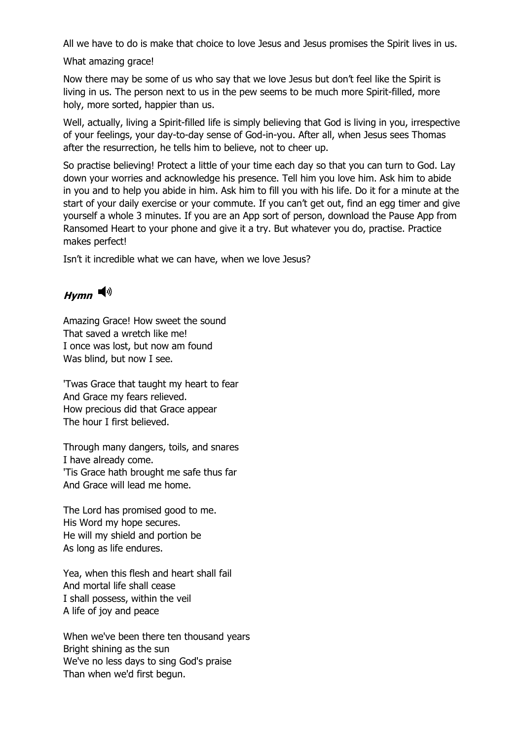All we have to do is make that choice to love Jesus and Jesus promises the Spirit lives in us.

What amazing grace!

Now there may be some of us who say that we love Jesus but don't feel like the Spirit is living in us. The person next to us in the pew seems to be much more Spirit-filled, more holy, more sorted, happier than us.

Well, actually, living a Spirit-filled life is simply believing that God is living in you, irrespective of your feelings, your day-to-day sense of God-in-you. After all, when Jesus sees Thomas after the resurrection, he tells him to believe, not to cheer up.

So practise believing! Protect a little of your time each day so that you can turn to God. Lay down your worries and acknowledge his presence. Tell him you love him. Ask him to abide in you and to help you abide in him. Ask him to fill you with his life. Do it for a minute at the start of your daily exercise or your commute. If you can't get out, find an egg timer and give yourself a whole 3 minutes. If you are an App sort of person, download the Pause App from Ransomed Heart to your phone and give it a try. But whatever you do, practise. Practice makes perfect!

Isn't it incredible what we can have, when we love Jesus?

## ***Hymn***

Amazing Grace! How sweet the sound
That saved a wretch like me!
I once was lost, but now am found
Was blind, but now I see.

'Twas Grace that taught my heart to fear
And Grace my fears relieved.
How precious did that Grace appear
The hour I first believed.

Through many dangers, toils, and snares
I have already come.
'Tis Grace hath brought me safe thus far
And Grace will lead me home.

The Lord has promised good to me.
His Word my hope secures.
He will my shield and portion be
As long as life endures.

Yea, when this flesh and heart shall fail
And mortal life shall cease
I shall possess, within the veil
A life of joy and peace

When we've been there ten thousand years
Bright shining as the sun
We've no less days to sing God's praise
Than when we'd first begun.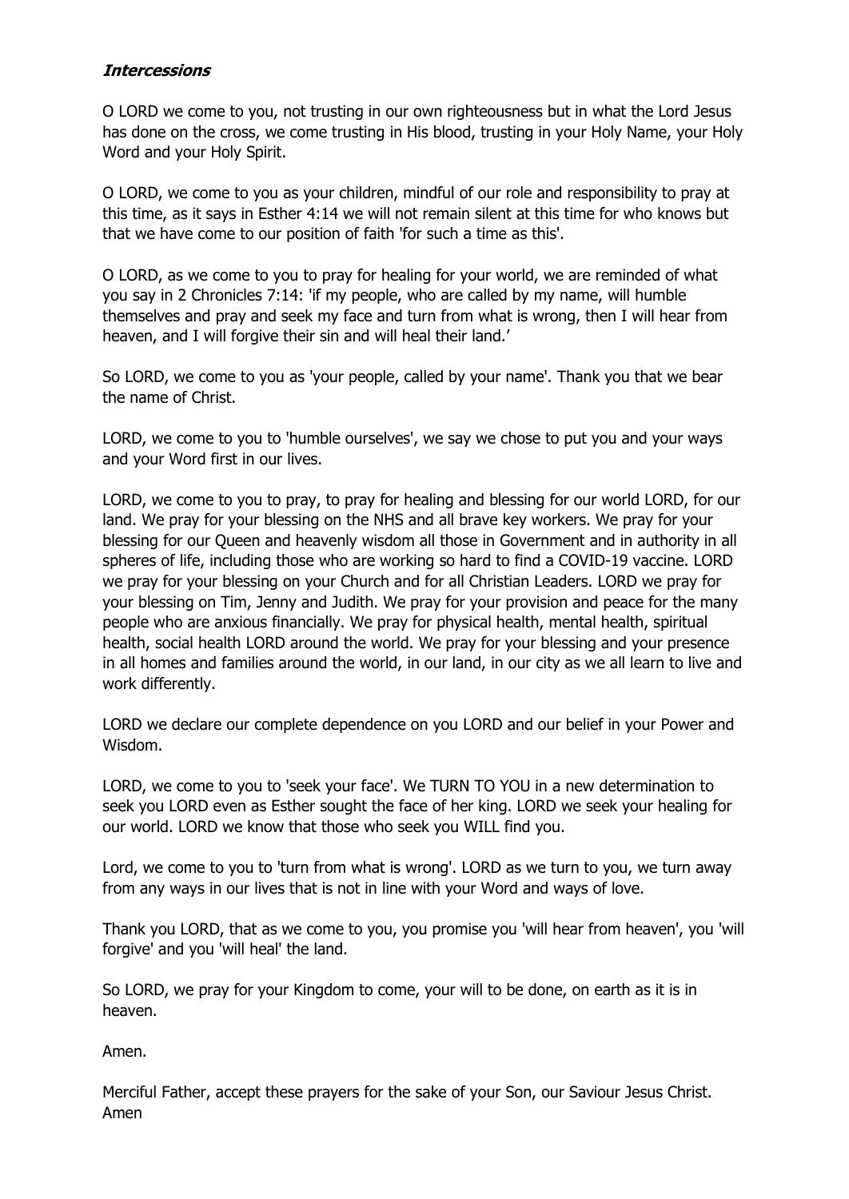***Intercessions***

O LORD we come to you, not trusting in our own righteousness but in what the Lord Jesus has done on the cross, we come trusting in His blood, trusting in your Holy Name, your Holy Word and your Holy Spirit.

O LORD, we come to you as your children, mindful of our role and responsibility to pray at this time, as it says in Esther 4:14 we will not remain silent at this time for who knows but that we have come to our position of faith 'for such a time as this'.

O LORD, as we come to you to pray for healing for your world, we are reminded of what you say in 2 Chronicles 7:14: 'if my people, who are called by my name, will humble themselves and pray and seek my face and turn from what is wrong, then I will hear from heaven, and I will forgive their sin and will heal their land.'

So LORD, we come to you as 'your people, called by your name'. Thank you that we bear the name of Christ.

LORD, we come to you to 'humble ourselves', we say we chose to put you and your ways and your Word first in our lives.

LORD, we come to you to pray, to pray for healing and blessing for our world LORD, for our land. We pray for your blessing on the NHS and all brave key workers. We pray for your blessing for our Queen and heavenly wisdom all those in Government and in authority in all spheres of life, including those who are working so hard to find a COVID-19 vaccine. LORD we pray for your blessing on your Church and for all Christian Leaders. LORD we pray for your blessing on Tim, Jenny and Judith. We pray for your provision and peace for the many people who are anxious financially. We pray for physical health, mental health, spiritual health, social health LORD around the world. We pray for your blessing and your presence in all homes and families around the world, in our land, in our city as we all learn to live and work differently.

LORD we declare our complete dependence on you LORD and our belief in your Power and Wisdom.

LORD, we come to you to 'seek your face'. We TURN TO YOU in a new determination to seek you LORD even as Esther sought the face of her king. LORD we seek your healing for our world. LORD we know that those who seek you WILL find you.

Lord, we come to you to 'turn from what is wrong'. LORD as we turn to you, we turn away from any ways in our lives that is not in line with your Word and ways of love.

Thank you LORD, that as we come to you, you promise you 'will hear from heaven', you 'will forgive' and you 'will heal' the land.

So LORD, we pray for your Kingdom to come, your will to be done, on earth as it is in heaven.

Amen.

Merciful Father, accept these prayers for the sake of your Son, our Saviour Jesus Christ. Amen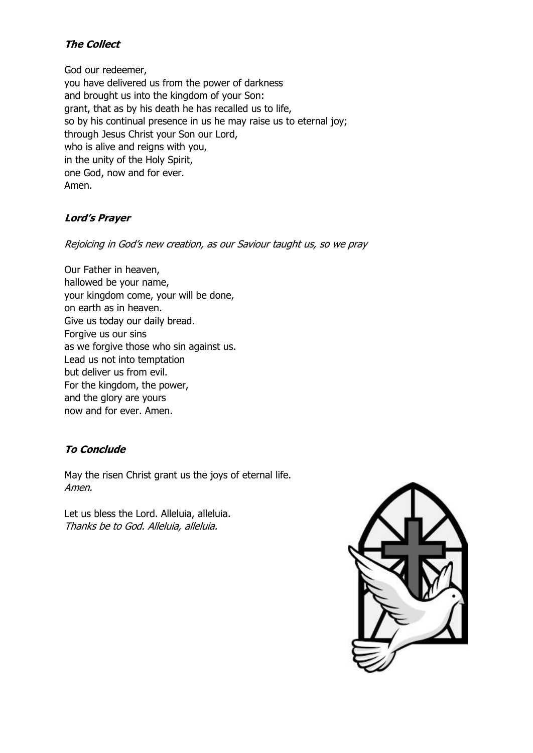### ***The Collect***

God our redeemer,
you have delivered us from the power of darkness
and brought us into the kingdom of your Son:
grant, that as by his death he has recalled us to life,
so by his continual presence in us he may raise us to eternal joy;
through Jesus Christ your Son our Lord,
who is alive and reigns with you,
in the unity of the Holy Spirit,
one God, now and for ever.
Amen.

### ***Lord's Prayer***

*Rejoicing in God's new creation, as our Saviour taught us, so we pray*

Our Father in heaven,
hallowed be your name,
your kingdom come, your will be done,
on earth as in heaven.
Give us today our daily bread.
Forgive us our sins
as we forgive those who sin against us.
Lead us not into temptation
but deliver us from evil.
For the kingdom, the power,
and the glory are yours
now and for ever. Amen.

### ***To Conclude***

May the risen Christ grant us the joys of eternal life.
*Amen.*

Let us bless the Lord. Alleluia, alleluia.
*Thanks be to God. Alleluia, alleluia.*